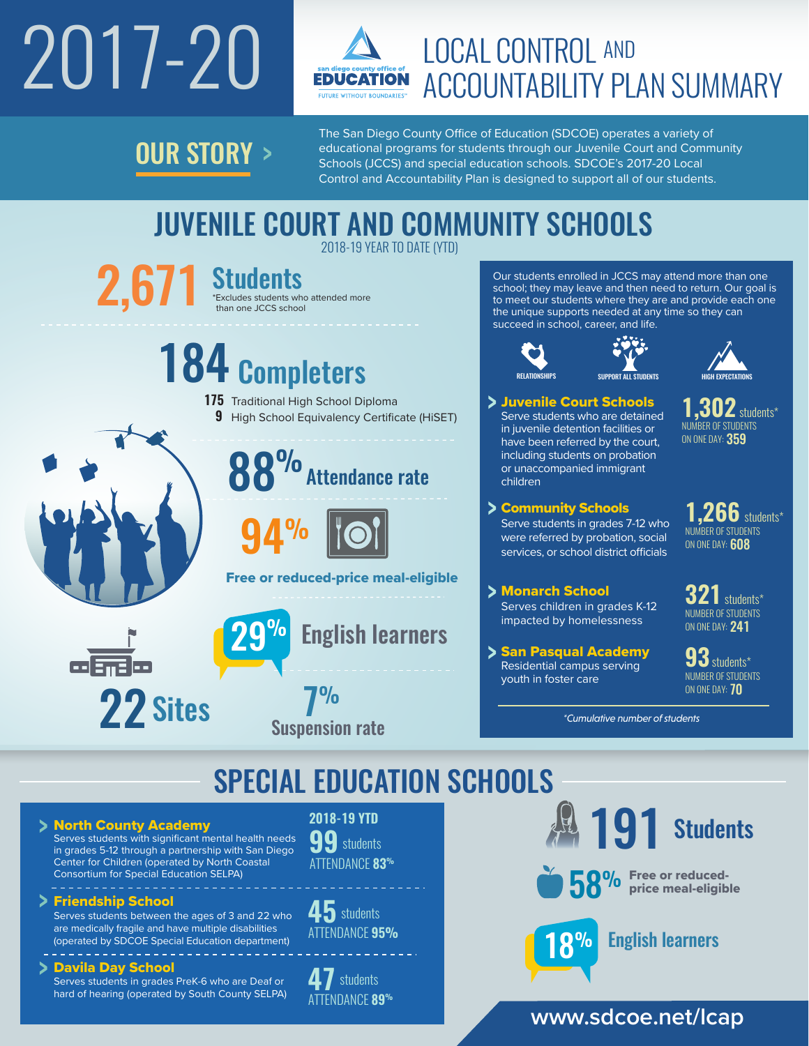# 2017-20

san diego county office of EDUCATION
FUTURE WITHOUT BOUNDARIES™

# LOCAL CONTROL AND ACCOUNTABILITY PLAN SUMMARY

## OUR STORY >

The San Diego County Office of Education (SDCOE) operates a variety of educational programs for students through our Juvenile Court and Community Schools (JCCS) and special education schools. SDCOE's 2017-20 Local Control and Accountability Plan is designed to support all of our students.

## JUVENILE COURT AND COMMUNITY SCHOOLS

2018-19 YEAR TO DATE (YTD)

**2,671 Students**
*Excludes students who attended more than one JCCS school

**184 Completers**
- **175** Traditional High School Diploma
- **9** High School Equivalency Certificate (HiSET)

**88%** Attendance rate

**94%** Free or reduced-price meal-eligible

**29%** English learners

**22** Sites

**7%** Suspension rate

Our students enrolled in JCCS may attend more than one school; they may leave and then need to return. Our goal is to meet our students where they are and provide each one the unique supports needed at any time so they can succeed in school, career, and life.

RELATIONSHIPS | SUPPORT ALL STUDENTS | HIGH EXPECTATIONS

**> Juvenile Court Schools**
Serve students who are detained in juvenile detention facilities or have been referred by the court, including students on probation or unaccompanied immigrant children
**1,302** students*
NUMBER OF STUDENTS ON ONE DAY: **359**

**> Community Schools**
Serve students in grades 7-12 who were referred by probation, social services, or school district officials
**1,266** students*
NUMBER OF STUDENTS ON ONE DAY: **608**

**> Monarch School**
Serves children in grades K-12 impacted by homelessness
**321** students*
NUMBER OF STUDENTS ON ONE DAY: **241**

**> San Pasqual Academy**
Residential campus serving youth in foster care
**93** students*
NUMBER OF STUDENTS ON ONE DAY: **70**

*Cumulative number of students*

## SPECIAL EDUCATION SCHOOLS

**2018-19 YTD**

**> North County Academy**
Serves students with significant mental health needs in grades 5-12 through a partnership with San Diego Center for Children (operated by North Coastal Consortium for Special Education SELPA)
**99** students
ATTENDANCE **83%**

**> Friendship School**
Serves students between the ages of 3 and 22 who are medically fragile and have multiple disabilities (operated by SDCOE Special Education department)
**45** students
ATTENDANCE **95%**

**> Davila Day School**
Serves students in grades PreK-6 who are Deaf or hard of hearing (operated by South County SELPA)
**47** students
ATTENDANCE **89%**

**191 Students**

**58%** Free or reduced-price meal-eligible

**18%** English learners

www.sdcoe.net/lcap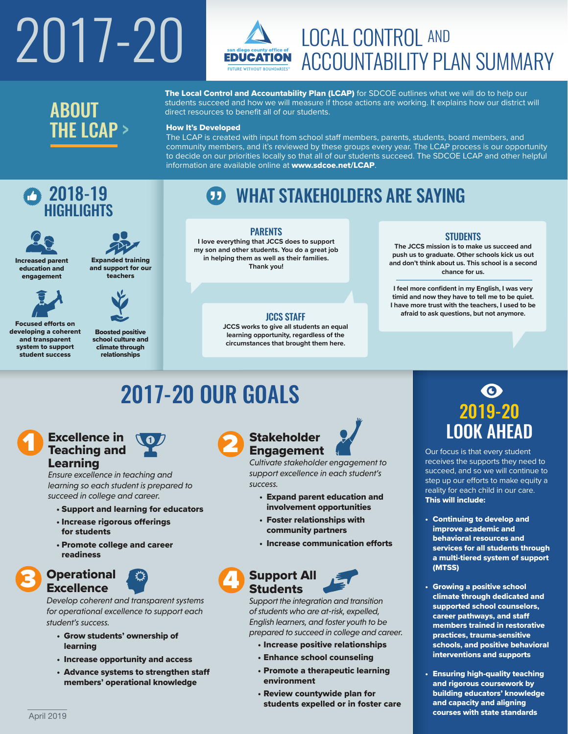# 2017-20 LOCAL CONTROL AND ACCOUNTABILITY PLAN SUMMARY

san diego county office of EDUCATION — FUTURE WITHOUT BOUNDARIES

## ABOUT THE LCAP

**The Local Control and Accountability Plan (LCAP)** for SDCOE outlines what we will do to help our students succeed and how we will measure if those actions are working. It explains how our district will direct resources to benefit all of our students.

**How It's Developed**

The LCAP is created with input from school staff members, parents, students, board members, and community members, and it's reviewed by these groups every year. The LCAP process is our opportunity to decide on our priorities locally so that all of our students succeed. The SDCOE LCAP and other helpful information are available online at **www.sdcoe.net/LCAP**.

## 2018-19 HIGHLIGHTS

- Increased parent education and engagement
- Expanded training and support for our teachers
- Focused efforts on developing a coherent and transparent system to support student success
- Boosted positive school culture and climate through relationships

## WHAT STAKEHOLDERS ARE SAYING

**PARENTS**

I love everything that JCCS does to support my son and other students. You do a great job in helping them as well as their families. Thank you!

**STUDENTS**

The JCCS mission is to make us succeed and push us to graduate. Other schools kick us out and don't think about us. This school is a second chance for us.

I feel more confident in my English, I was very timid and now they have to tell me to be quiet. I have more trust with the teachers, I used to be afraid to ask questions, but not anymore.

**JCCS STAFF**

JCCS works to give all students an equal learning opportunity, regardless of the circumstances that brought them here.

## 2017-20 OUR GOALS

### 1 Excellence in Teaching and Learning

*Ensure excellence in teaching and learning so each student is prepared to succeed in college and career.*

- **Support and learning for educators**
- **Increase rigorous offerings for students**
- **Promote college and career readiness**

### 2 Stakeholder Engagement

*Cultivate stakeholder engagement to support excellence in each student's success.*

- **Expand parent education and involvement opportunities**
- **Foster relationships with community partners**
- **Increase communication efforts**

### 3 Operational Excellence

*Develop coherent and transparent systems for operational excellence to support each student's success.*

- **Grow students' ownership of learning**
- **Increase opportunity and access**
- **Advance systems to strengthen staff members' operational knowledge**

### 4 Support All Students

*Support the integration and transition of students who are at-risk, expelled, English learners, and foster youth to be prepared to succeed in college and career.*

- **Increase positive relationships**
- **Enhance school counseling**
- **Promote a therapeutic learning environment**
- **Review countywide plan for students expelled or in foster care**

## 2019-20 LOOK AHEAD

Our focus is that every student receives the supports they need to succeed, and so we will continue to step up our efforts to make equity a reality for each child in our care. **This will include:**

- **Continuing to develop and improve academic and behavioral resources and services for all students through a multi-tiered system of support (MTSS)**
- **Growing a positive school climate through dedicated and supported school counselors, career pathways, and staff members trained in restorative practices, trauma-sensitive schools, and positive behavioral interventions and supports**
- **Ensuring high-quality teaching and rigorous coursework by building educators' knowledge and capacity and aligning courses with state standards**

April 2019